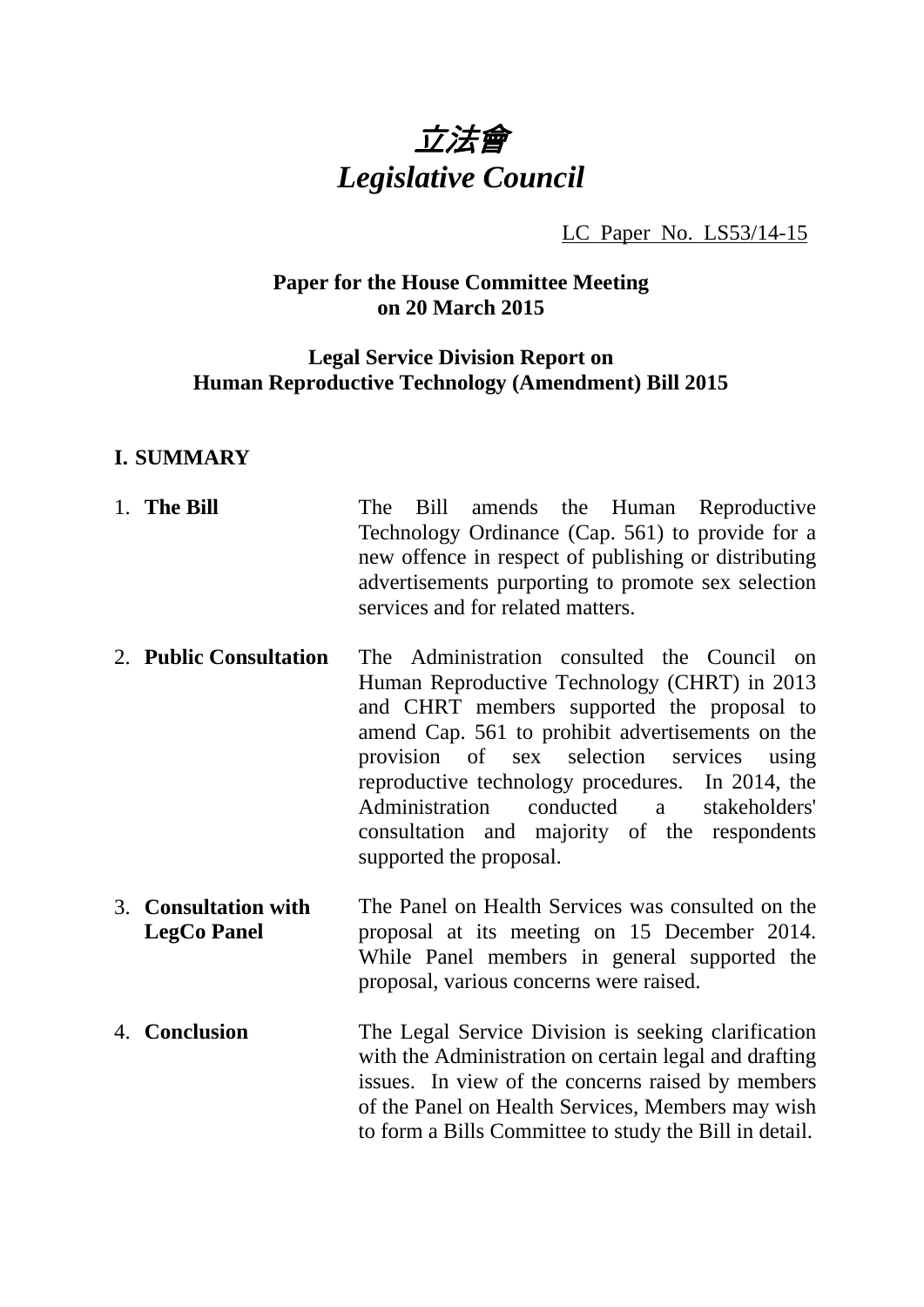# *立法會*
# *Legislative Council*

LC Paper No. LS53/14-15

**Paper for the House Committee Meeting on 20 March 2015**

**Legal Service Division Report on Human Reproductive Technology (Amendment) Bill 2015**

## I. SUMMARY

| | |
|---|---|
| 1. **The Bill** | The Bill amends the Human Reproductive Technology Ordinance (Cap. 561) to provide for a new offence in respect of publishing or distributing advertisements purporting to promote sex selection services and for related matters. |
| 2. **Public Consultation** | The Administration consulted the Council on Human Reproductive Technology (CHRT) in 2013 and CHRT members supported the proposal to amend Cap. 561 to prohibit advertisements on the provision of sex selection services using reproductive technology procedures. In 2014, the Administration conducted a stakeholders' consultation and majority of the respondents supported the proposal. |
| 3. **Consultation with LegCo Panel** | The Panel on Health Services was consulted on the proposal at its meeting on 15 December 2014. While Panel members in general supported the proposal, various concerns were raised. |
| 4. **Conclusion** | The Legal Service Division is seeking clarification with the Administration on certain legal and drafting issues. In view of the concerns raised by members of the Panel on Health Services, Members may wish to form a Bills Committee to study the Bill in detail. |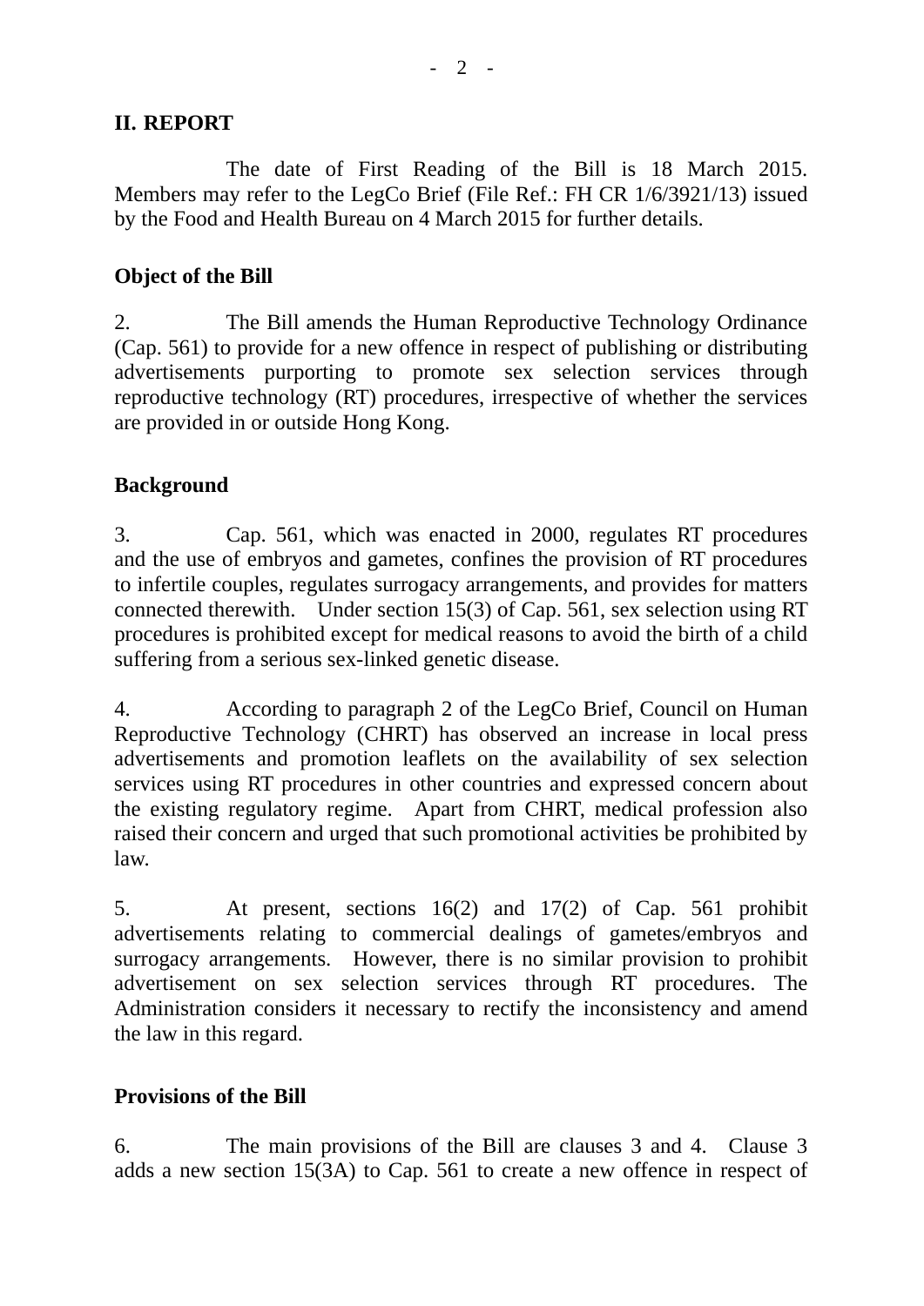## II. REPORT

The date of First Reading of the Bill is 18 March 2015. Members may refer to the LegCo Brief (File Ref.: FH CR 1/6/3921/13) issued by the Food and Health Bureau on 4 March 2015 for further details.

### Object of the Bill

2. The Bill amends the Human Reproductive Technology Ordinance (Cap. 561) to provide for a new offence in respect of publishing or distributing advertisements purporting to promote sex selection services through reproductive technology (RT) procedures, irrespective of whether the services are provided in or outside Hong Kong.

### Background

3. Cap. 561, which was enacted in 2000, regulates RT procedures and the use of embryos and gametes, confines the provision of RT procedures to infertile couples, regulates surrogacy arrangements, and provides for matters connected therewith. Under section 15(3) of Cap. 561, sex selection using RT procedures is prohibited except for medical reasons to avoid the birth of a child suffering from a serious sex-linked genetic disease.

4. According to paragraph 2 of the LegCo Brief, Council on Human Reproductive Technology (CHRT) has observed an increase in local press advertisements and promotion leaflets on the availability of sex selection services using RT procedures in other countries and expressed concern about the existing regulatory regime. Apart from CHRT, medical profession also raised their concern and urged that such promotional activities be prohibited by law.

5. At present, sections 16(2) and 17(2) of Cap. 561 prohibit advertisements relating to commercial dealings of gametes/embryos and surrogacy arrangements. However, there is no similar provision to prohibit advertisement on sex selection services through RT procedures. The Administration considers it necessary to rectify the inconsistency and amend the law in this regard.

### Provisions of the Bill

6. The main provisions of the Bill are clauses 3 and 4. Clause 3 adds a new section 15(3A) to Cap. 561 to create a new offence in respect of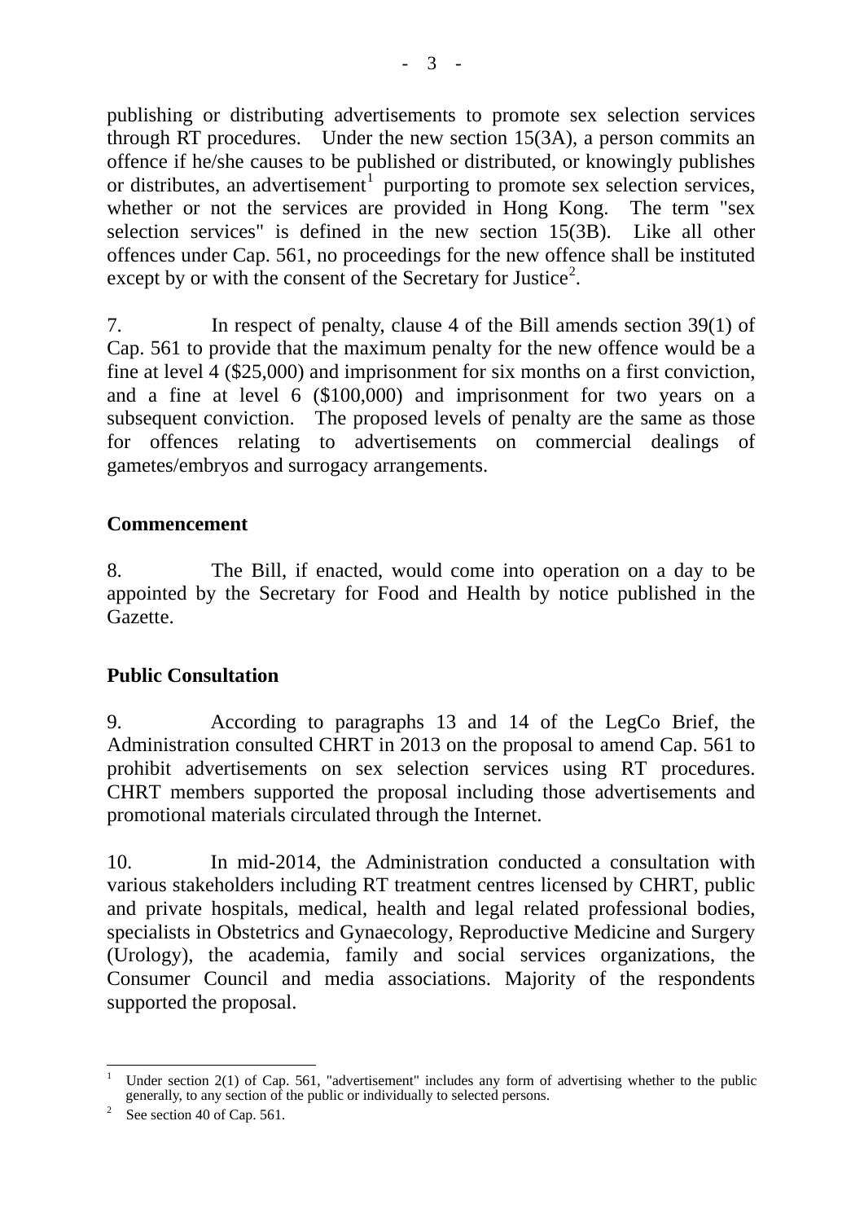publishing or distributing advertisements to promote sex selection services through RT procedures. Under the new section 15(3A), a person commits an offence if he/she causes to be published or distributed, or knowingly publishes or distributes, an advertisement[1] purporting to promote sex selection services, whether or not the services are provided in Hong Kong. The term "sex selection services" is defined in the new section 15(3B). Like all other offences under Cap. 561, no proceedings for the new offence shall be instituted except by or with the consent of the Secretary for Justice[2].

7. In respect of penalty, clause 4 of the Bill amends section 39(1) of Cap. 561 to provide that the maximum penalty for the new offence would be a fine at level 4 ($25,000) and imprisonment for six months on a first conviction, and a fine at level 6 ($100,000) and imprisonment for two years on a subsequent conviction. The proposed levels of penalty are the same as those for offences relating to advertisements on commercial dealings of gametes/embryos and surrogacy arrangements.

**Commencement**

8. The Bill, if enacted, would come into operation on a day to be appointed by the Secretary for Food and Health by notice published in the Gazette.

**Public Consultation**

9. According to paragraphs 13 and 14 of the LegCo Brief, the Administration consulted CHRT in 2013 on the proposal to amend Cap. 561 to prohibit advertisements on sex selection services using RT procedures. CHRT members supported the proposal including those advertisements and promotional materials circulated through the Internet.

10. In mid-2014, the Administration conducted a consultation with various stakeholders including RT treatment centres licensed by CHRT, public and private hospitals, medical, health and legal related professional bodies, specialists in Obstetrics and Gynaecology, Reproductive Medicine and Surgery (Urology), the academia, family and social services organizations, the Consumer Council and media associations. Majority of the respondents supported the proposal.

---

[1] Under section 2(1) of Cap. 561, "advertisement" includes any form of advertising whether to the public generally, to any section of the public or individually to selected persons.

[2] See section 40 of Cap. 561.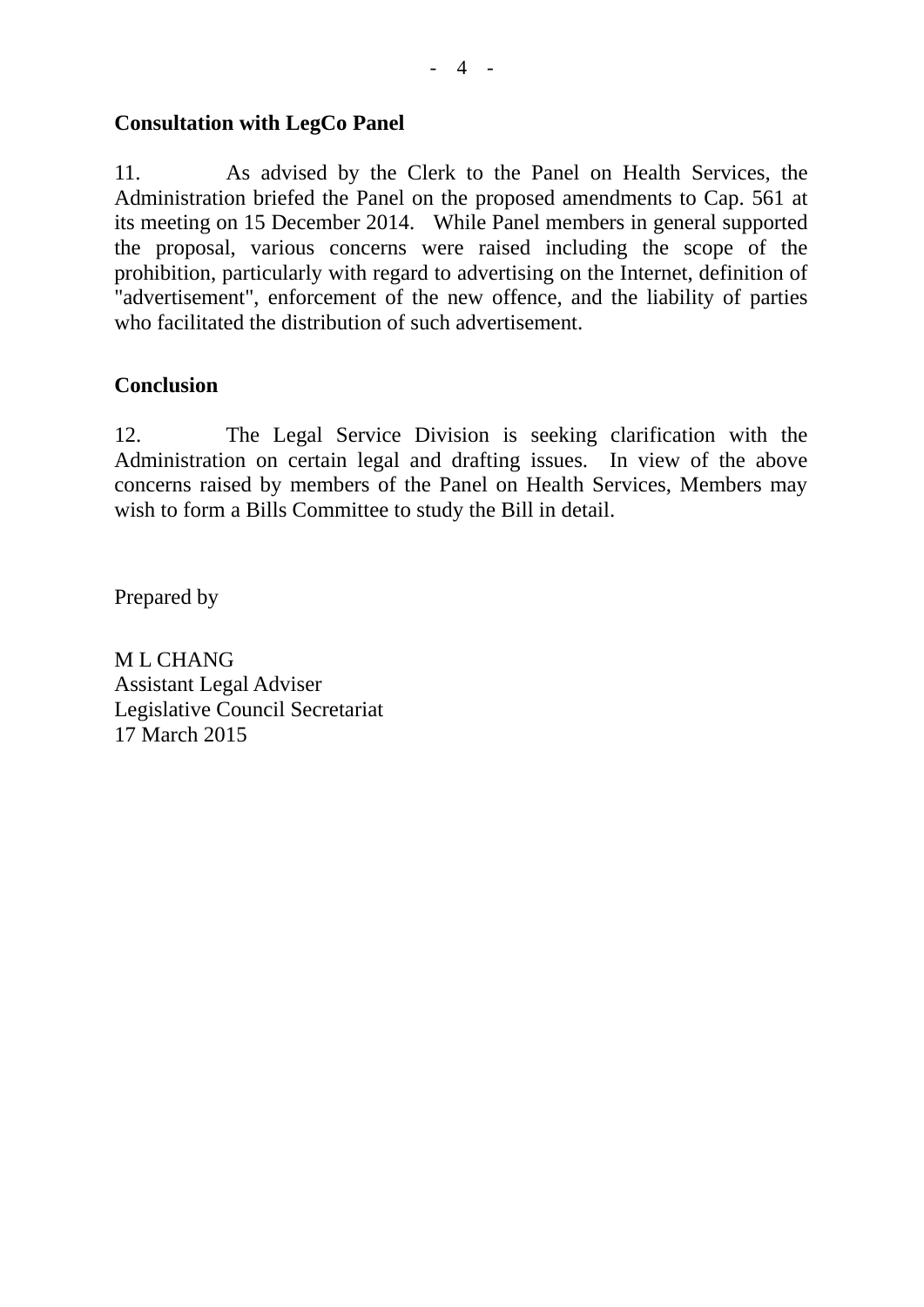**Consultation with LegCo Panel**

11. As advised by the Clerk to the Panel on Health Services, the Administration briefed the Panel on the proposed amendments to Cap. 561 at its meeting on 15 December 2014. While Panel members in general supported the proposal, various concerns were raised including the scope of the prohibition, particularly with regard to advertising on the Internet, definition of "advertisement", enforcement of the new offence, and the liability of parties who facilitated the distribution of such advertisement.

**Conclusion**

12. The Legal Service Division is seeking clarification with the Administration on certain legal and drafting issues. In view of the above concerns raised by members of the Panel on Health Services, Members may wish to form a Bills Committee to study the Bill in detail.

Prepared by

M L CHANG
Assistant Legal Adviser
Legislative Council Secretariat
17 March 2015